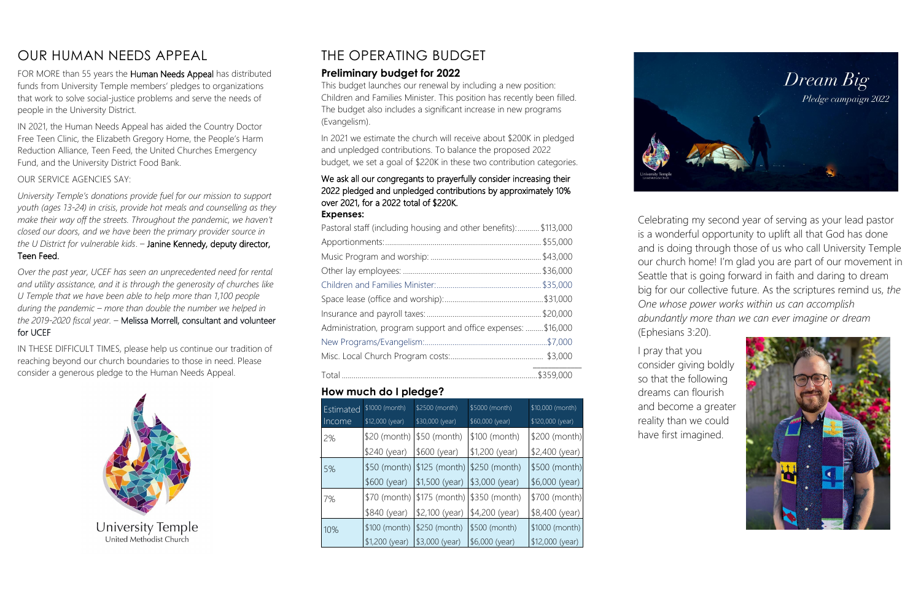# OUR HUMAN NEEDS APPEAL

FOR MORE than 55 years the **Human Needs Appeal** has distributed funds from University Temple members' pledges to organizations that work to solve social-justice problems and serve the needs of people in the University District.

IN 2021, the Human Needs Appeal has aided the Country Doctor Free Teen Clinic, the Elizabeth Gregory Home, the People's Harm Reduction Alliance, Teen Feed, the United Churches Emergency Fund, and the University District Food Bank.

OUR SERVICE AGENCIES SAY:

*University Temple's donations provide fuel for our mission to support youth (ages 13-24) in crisis, provide hot meals and counselling as they make their way off the streets. Throughout the pandemic, we haven't closed our doors, and we have been the primary provider source in the U District for vulnerable kids*. – Janine Kennedy, deputy director, Teen Feed.

*Over the past year, UCEF has seen an unprecedented need for rental and utility assistance, and it is through the generosity of churches like U Temple that we have been able to help more than 1,100 people during the pandemic – more than double the number we helped in the 2019-2020 fiscal year*. – Melissa Morrell, consultant and volunteer for UCEF

IN THESE DIFFICULT TIMES, please help us continue our tradition of reaching beyond our church boundaries to those in need. Please consider a generous pledge to the Human Needs Appeal.

University Temple
United Methodist Church

# THE OPERATING BUDGET

## Preliminary budget for 2022

This budget launches our renewal by including a new position: Children and Families Minister. This position has recently been filled. The budget also includes a significant increase in new programs (Evangelism).

In 2021 we estimate the church will receive about $200K in pledged and unpledged contributions. To balance the proposed 2022 budget, we set a goal of $220K in these two contribution categories.

We ask all our congregants to prayerfully consider increasing their 2022 pledged and unpledged contributions by approximately 10% over 2021, for a 2022 total of $220K.

**Expenses:**

| Expense | Amount |
|---|---|
| Pastoral staff (including housing and other benefits) | $113,000 |
| Apportionments | $55,000 |
| Music Program and worship | $43,000 |
| Other lay employees | $36,000 |
| Children and Families Minister | $35,000 |
| Space lease (office and worship) | $31,000 |
| Insurance and payroll taxes | $20,000 |
| Administration, program support and office expenses | $16,000 |
| New Programs/Evangelism | $7,000 |
| Misc. Local Church Program costs | $3,000 |
| Total | $359,000 |

## How much do I pledge?

| Estimated Income | $1000 (month) $12,000 (year) | $2500 (month) $30,000 (year) | $5000 (month) $60,000 (year) | $10,000 (month) $120,000 (year) |
|---|---|---|---|---|
| 2% | $20 (month) $240 (year) | $50 (month) $600 (year) | $100 (month) $1,200 (year) | $200 (month) $2,400 (year) |
| 5% | $50 (month) $600 (year) | $125 (month) $1,500 (year) | $250 (month) $3,000 (year) | $500 (month) $6,000 (year) |
| 7% | $70 (month) $840 (year) | $175 (month) $2,100 (year) | $350 (month) $4,200 (year) | $700 (month) $8,400 (year) |
| 10% | $100 (month) $1,200 (year) | $250 (month) $3,000 (year) | $500 (month) $6,000 (year) | $1000 (month) $12,000 (year) |

*Dream Big*

*Pledge campaign 2022*

Celebrating my second year of serving as your lead pastor is a wonderful opportunity to uplift all that God has done and is doing through those of us who call University Temple our church home! I'm glad you are part of our movement in Seattle that is going forward in faith and daring to dream big for our collective future. As the scriptures remind us, *the One whose power works within us can accomplish abundantly more than we can ever imagine or dream* (Ephesians 3:20).

I pray that you consider giving boldly so that the following dreams can flourish and become a greater reality than we could have first imagined.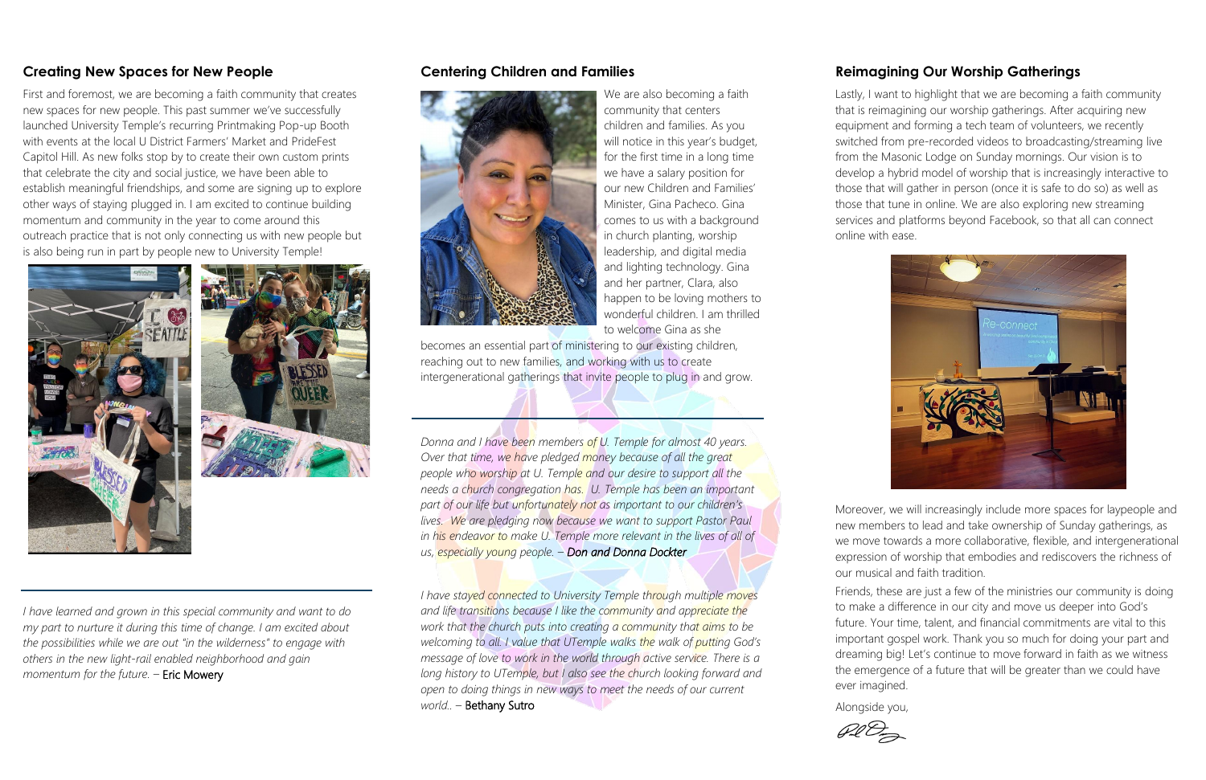## Creating New Spaces for New People

First and foremost, we are becoming a faith community that creates new spaces for new people. This past summer we've successfully launched University Temple's recurring Printmaking Pop-up Booth with events at the local U District Farmers' Market and PrideFest Capitol Hill. As new folks stop by to create their own custom prints that celebrate the city and social justice, we have been able to establish meaningful friendships, and some are signing up to explore other ways of staying plugged in. I am excited to continue building momentum and community in the year to come around this outreach practice that is not only connecting us with new people but is also being run in part by people new to University Temple!

---

*I have learned and grown in this special community and want to do my part to nurture it during this time of change. I am excited about the possibilities while we are out "in the wilderness" to engage with others in the new light-rail enabled neighborhood and gain momentum for the future.* – Eric Mowery

## Centering Children and Families

We are also becoming a faith community that centers children and families. As you will notice in this year's budget, for the first time in a long time we have a salary position for our new Children and Families' Minister, Gina Pacheco. Gina comes to us with a background in church planting, worship leadership, and digital media and lighting technology. Gina and her partner, Clara, also happen to be loving mothers to wonderful children. I am thrilled to welcome Gina as she becomes an essential part of ministering to our existing children, reaching out to new families, and working with us to create intergenerational gatherings that invite people to plug in and grow.

---

*Donna and I have been members of U. Temple for almost 40 years. Over that time, we have pledged money because of all the great people who worship at U. Temple and our desire to support all the needs a church congregation has. U. Temple has been an important part of our life but unfortunately not as important to our children's lives. We are pledging now because we want to support Pastor Paul in his endeavor to make U. Temple more relevant in the lives of all of us, especially young people.* – *Don and Donna Dockter*

*I have stayed connected to University Temple through multiple moves and life transitions because I like the community and appreciate the work that the church puts into creating a community that aims to be welcoming to all. I value that UTemple walks the walk of putting God's message of love to work in the world through active service. There is a long history to UTemple, but I also see the church looking forward and open to doing things in new ways to meet the needs of our current world..* – Bethany Sutro

## Reimagining Our Worship Gatherings

Lastly, I want to highlight that we are becoming a faith community that is reimagining our worship gatherings. After acquiring new equipment and forming a tech team of volunteers, we recently switched from pre-recorded videos to broadcasting/streaming live from the Masonic Lodge on Sunday mornings. Our vision is to develop a hybrid model of worship that is increasingly interactive to those that will gather in person (once it is safe to do so) as well as those that tune in online. We are also exploring new streaming services and platforms beyond Facebook, so that all can connect online with ease.

Moreover, we will increasingly include more spaces for laypeople and new members to lead and take ownership of Sunday gatherings, as we move towards a more collaborative, flexible, and intergenerational expression of worship that embodies and rediscovers the richness of our musical and faith tradition.

Friends, these are just a few of the ministries our community is doing to make a difference in our city and move us deeper into God's future. Your time, talent, and financial commitments are vital to this important gospel work. Thank you so much for doing your part and dreaming big! Let's continue to move forward in faith as we witness the emergence of a future that will be greater than we could have ever imagined.

Alongside you,